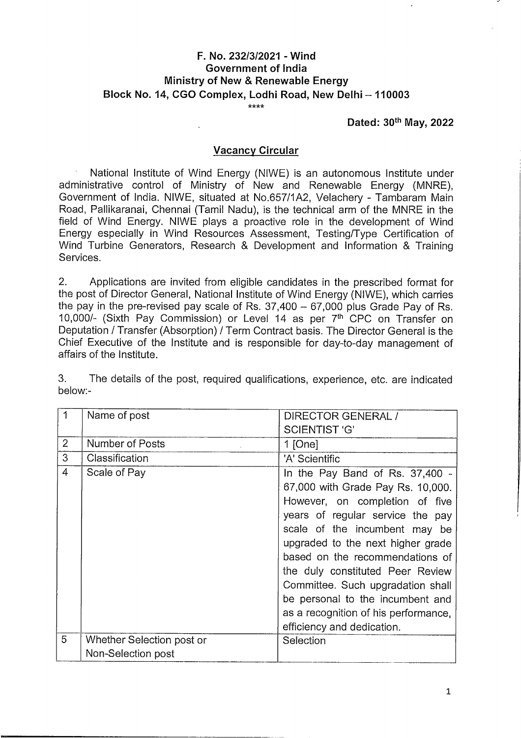**F. No. 232/3/2021 - Wind**
**Government of India**
**Ministry of New & Renewable Energy**
**Block No. 14, CGO Complex, Lodhi Road, New Delhi – 110003**

\*\*\*\*

**Dated: 30th May, 2022**

## Vacancy Circular

National Institute of Wind Energy (NIWE) is an autonomous Institute under administrative control of Ministry of New and Renewable Energy (MNRE), Government of India. NIWE, situated at No.657/1A2, Velachery - Tambaram Main Road, Pallikaranai, Chennai (Tamil Nadu), is the technical arm of the MNRE in the field of Wind Energy. NIWE plays a proactive role in the development of Wind Energy especially in Wind Resources Assessment, Testing/Type Certification of Wind Turbine Generators, Research & Development and Information & Training Services.

2. Applications are invited from eligible candidates in the prescribed format for the post of Director General, National Institute of Wind Energy (NIWE), which carries the pay in the pre-revised pay scale of Rs. 37,400 – 67,000 plus Grade Pay of Rs. 10,000/- (Sixth Pay Commission) or Level 14 as per 7th CPC on Transfer on Deputation / Transfer (Absorption) / Term Contract basis. The Director General is the Chief Executive of the Institute and is responsible for day-to-day management of affairs of the Institute.

3. The details of the post, required qualifications, experience, etc. are indicated below:-

| | | |
|---|---|---|
| 1 | Name of post | DIRECTOR GENERAL / SCIENTIST 'G' |
| 2 | Number of Posts | 1 [One] |
| 3 | Classification | 'A' Scientific |
| 4 | Scale of Pay | In the Pay Band of Rs. 37,400 - 67,000 with Grade Pay Rs. 10,000. However, on completion of five years of regular service the pay scale of the incumbent may be upgraded to the next higher grade based on the recommendations of the duly constituted Peer Review Committee. Such upgradation shall be personal to the incumbent and as a recognition of his performance, efficiency and dedication. |
| 5 | Whether Selection post or Non-Selection post | Selection |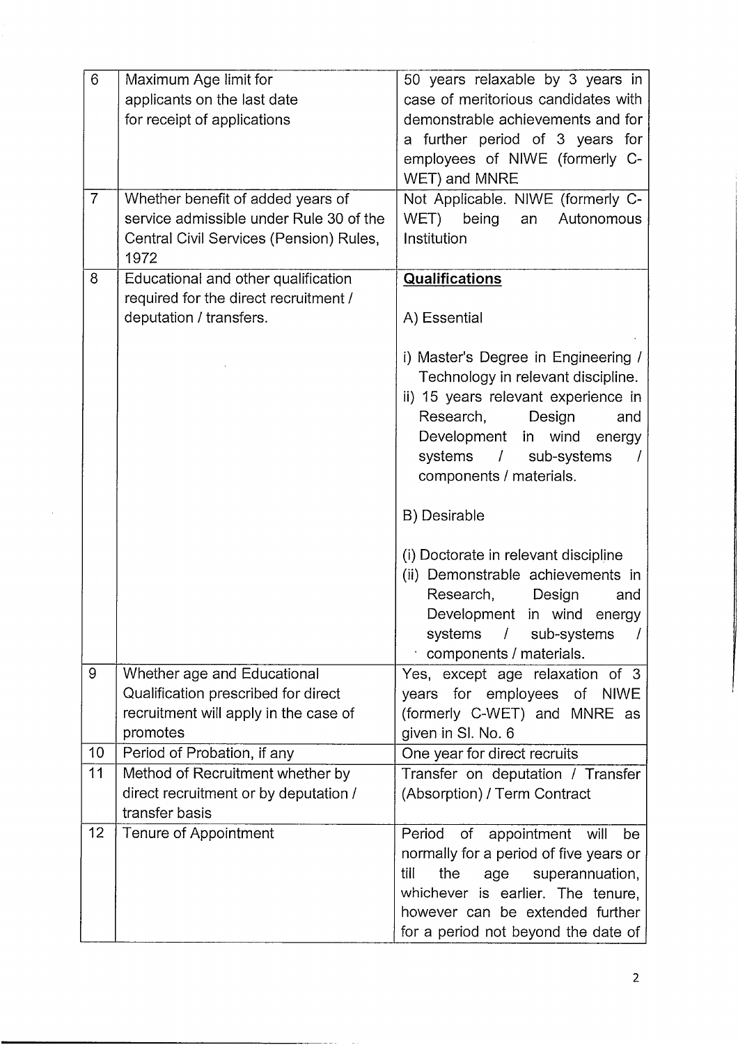| 6 | Maximum Age limit for applicants on the last date for receipt of applications | 50 years relaxable by 3 years in case of meritorious candidates with demonstrable achievements and for a further period of 3 years for employees of NIWE (formerly C-WET) and MNRE |
|---|---|---|
| 7 | Whether benefit of added years of service admissible under Rule 30 of the Central Civil Services (Pension) Rules, 1972 | Not Applicable. NIWE (formerly C-WET) being an Autonomous Institution |
| 8 | Educational and other qualification required for the direct recruitment / deputation / transfers. | **<u>Qualifications</u>**<br><br>A) Essential<br><br>i) Master's Degree in Engineering / Technology in relevant discipline.<br>ii) 15 years relevant experience in Research, Design and Development in wind energy systems / sub-systems / components / materials.<br><br>B) Desirable<br><br>(i) Doctorate in relevant discipline<br>(ii) Demonstrable achievements in Research, Design and Development in wind energy systems / sub-systems / components / materials. |
| 9 | Whether age and Educational Qualification prescribed for direct recruitment will apply in the case of promotes | Yes, except age relaxation of 3 years for employees of NIWE (formerly C-WET) and MNRE as given in Sl. No. 6 |
| 10 | Period of Probation, if any | One year for direct recruits |
| 11 | Method of Recruitment whether by direct recruitment or by deputation / transfer basis | Transfer on deputation / Transfer (Absorption) / Term Contract |
| 12 | Tenure of Appointment | Period of appointment will be normally for a period of five years or till the age superannuation, whichever is earlier. The tenure, however can be extended further for a period not beyond the date of |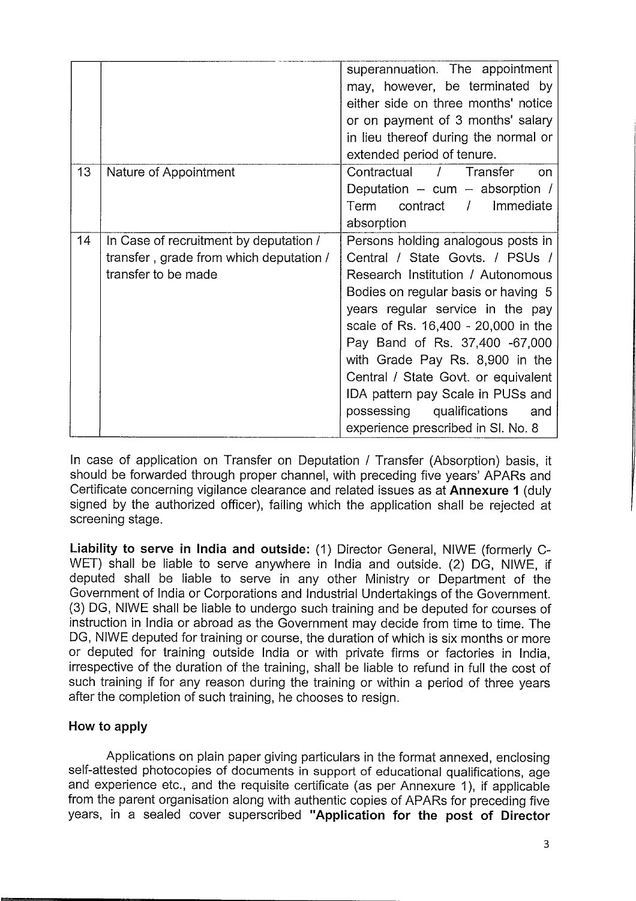| | | |
|---|---|---|
| | | superannuation. The appointment may, however, be terminated by either side on three months' notice or on payment of 3 months' salary in lieu thereof during the normal or extended period of tenure. |
| 13 | Nature of Appointment | Contractual / Transfer on Deputation – cum – absorption / Term contract / Immediate absorption |
| 14 | In Case of recruitment by deputation / transfer, grade from which deputation / transfer to be made | Persons holding analogous posts in Central / State Govts. / PSUs / Research Institution / Autonomous Bodies on regular basis or having 5 years regular service in the pay scale of Rs. 16,400 - 20,000 in the Pay Band of Rs. 37,400 -67,000 with Grade Pay Rs. 8,900 in the Central / State Govt. or equivalent IDA pattern pay Scale in PUSs and possessing qualifications and experience prescribed in Sl. No. 8 |

In case of application on Transfer on Deputation / Transfer (Absorption) basis, it should be forwarded through proper channel, with preceding five years' APARs and Certificate concerning vigilance clearance and related issues as at **Annexure 1** (duly signed by the authorized officer), failing which the application shall be rejected at screening stage.

**Liability to serve in India and outside:** (1) Director General, NIWE (formerly C-WET) shall be liable to serve anywhere in India and outside. (2) DG, NIWE, if deputed shall be liable to serve in any other Ministry or Department of the Government of India or Corporations and Industrial Undertakings of the Government. (3) DG, NIWE shall be liable to undergo such training and be deputed for courses of instruction in India or abroad as the Government may decide from time to time. The DG, NIWE deputed for training or course, the duration of which is six months or more or deputed for training outside India or with private firms or factories in India, irrespective of the duration of the training, shall be liable to refund in full the cost of such training if for any reason during the training or within a period of three years after the completion of such training, he chooses to resign.

### How to apply

Applications on plain paper giving particulars in the format annexed, enclosing self-attested photocopies of documents in support of educational qualifications, age and experience etc., and the requisite certificate (as per Annexure 1), if applicable from the parent organisation along with authentic copies of APARs for preceding five years, in a sealed cover superscribed **"Application for the post of Director**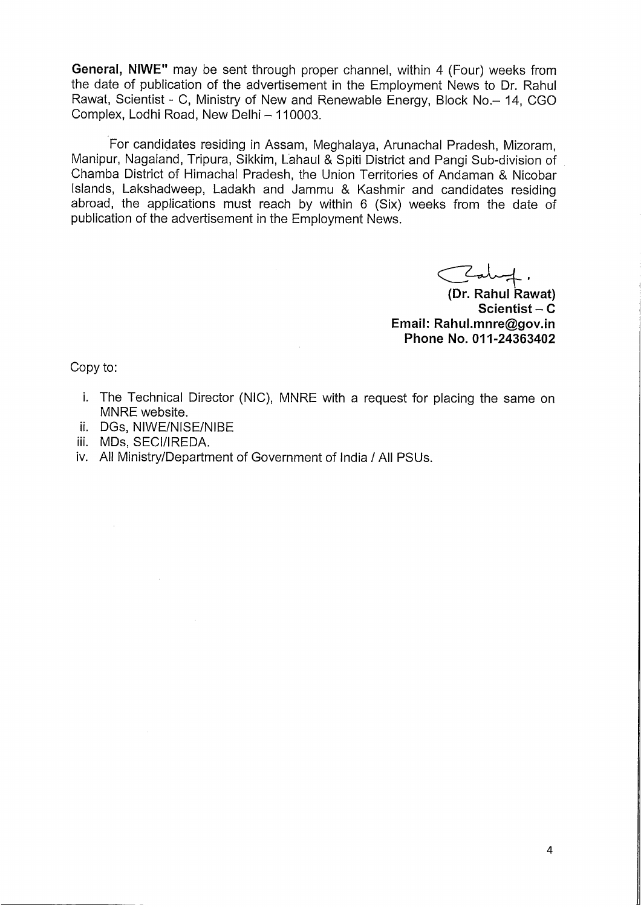**General, NIWE"** may be sent through proper channel, within 4 (Four) weeks from the date of publication of the advertisement in the Employment News to Dr. Rahul Rawat, Scientist - C, Ministry of New and Renewable Energy, Block No.– 14, CGO Complex, Lodhi Road, New Delhi – 110003.

For candidates residing in Assam, Meghalaya, Arunachal Pradesh, Mizoram, Manipur, Nagaland, Tripura, Sikkim, Lahaul & Spiti District and Pangi Sub-division of Chamba District of Himachal Pradesh, the Union Territories of Andaman & Nicobar Islands, Lakshadweep, Ladakh and Jammu & Kashmir and candidates residing abroad, the applications must reach by within 6 (Six) weeks from the date of publication of the advertisement in the Employment News.

**(Dr. Rahul Rawat)**
**Scientist – C**
**Email: Rahul.mnre@gov.in**
**Phone No. 011-24363402**

Copy to:

i. The Technical Director (NIC), MNRE with a request for placing the same on MNRE website.
ii. DGs, NIWE/NISE/NIBE
iii. MDs, SECI/IREDA.
iv. All Ministry/Department of Government of India / All PSUs.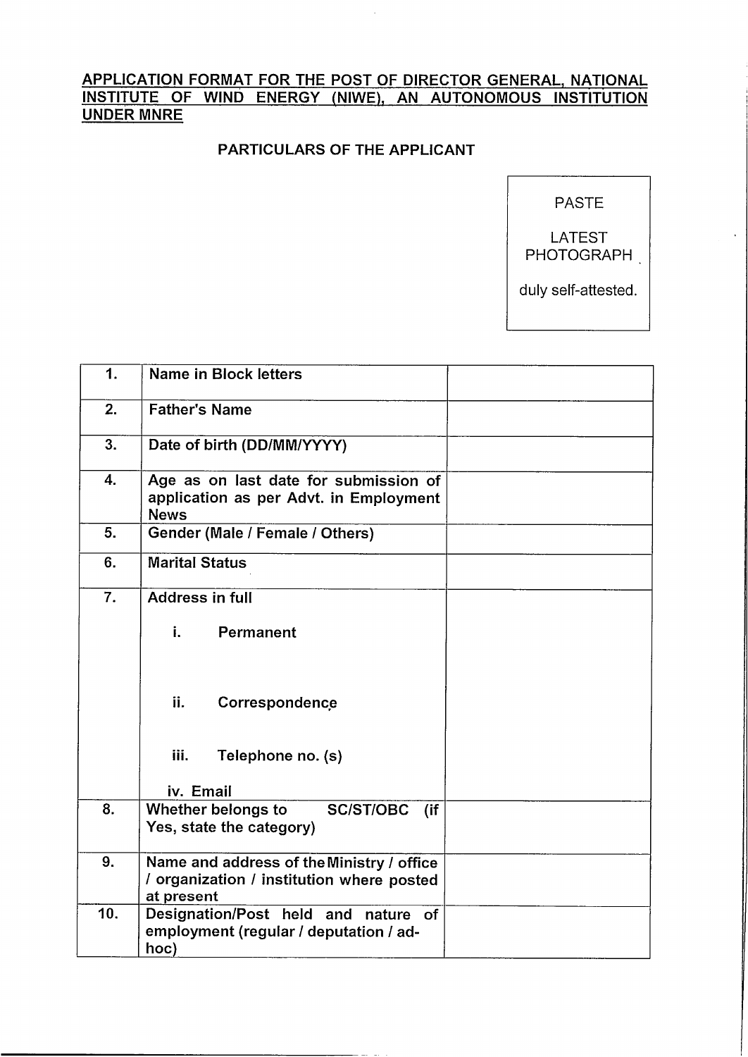## APPLICATION FORMAT FOR THE POST OF DIRECTOR GENERAL, NATIONAL INSTITUTE OF WIND ENERGY (NIWE), AN AUTONOMOUS INSTITUTION UNDER MNRE

### PARTICULARS OF THE APPLICANT

PASTE LATEST PHOTOGRAPH duly self-attested.

| 1. | Name in Block letters | |
|---|---|---|
| 2. | Father's Name | |
| 3. | Date of birth (DD/MM/YYYY) | |
| 4. | Age as on last date for submission of application as per Advt. in Employment News | |
| 5. | Gender (Male / Female / Others) | |
| 6. | Marital Status | |
| 7. | Address in full<br>i. Permanent<br>ii. Correspondence<br>iii. Telephone no. (s)<br>iv. Email | |
| 8. | Whether belongs to SC/ST/OBC (if Yes, state the category) | |
| 9. | Name and address of the Ministry / office / organization / institution where posted at present | |
| 10. | Designation/Post held and nature of employment (regular / deputation / ad-hoc) | |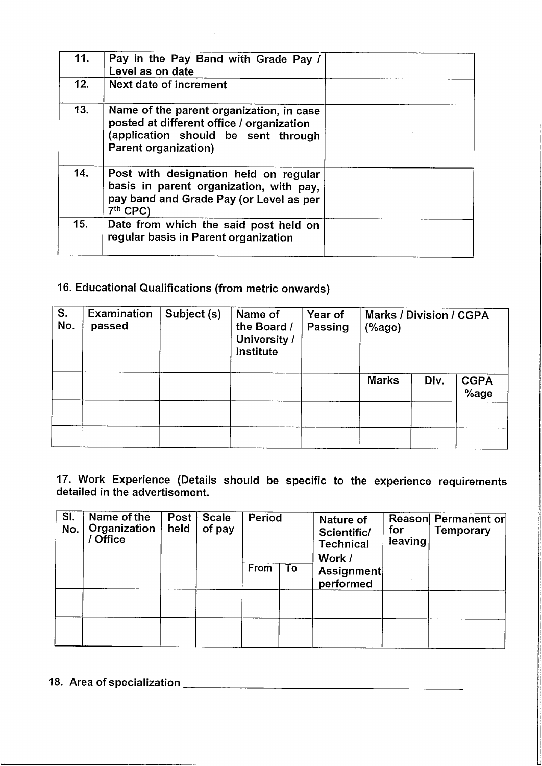| 11. | Pay in the Pay Band with Grade Pay / Level as on date | |
|---|---|---|
| 12. | Next date of increment | |
| 13. | Name of the parent organization, in case posted at different office / organization (application should be sent through Parent organization) | |
| 14. | Post with designation held on regular basis in parent organization, with pay, pay band and Grade Pay (or Level as per 7th CPC) | |
| 15. | Date from which the said post held on regular basis in Parent organization | |

16. Educational Qualifications (from metric onwards)

| S. No. | Examination passed | Subject (s) | Name of the Board / University / Institute | Year of Passing | Marks / Division / CGPA (%age) | | |
|---|---|---|---|---|---|---|---|
| | | | | | Marks | Div. | CGPA %age |
| | | | | | | | |
| | | | | | | | |

17. Work Experience (Details should be specific to the experience requirements detailed in the advertisement.

| Sl. No. | Name of the Organization / Office | Post held | Scale of pay | Period | | Nature of Scientific/ Technical Work / Assignment performed | Reason for leaving | Permanent or Temporary |
|---|---|---|---|---|---|---|---|---|
| | | | | From | To | | | |
| | | | | | | | | |
| | | | | | | | | |

18. Area of specialization ___________________________________________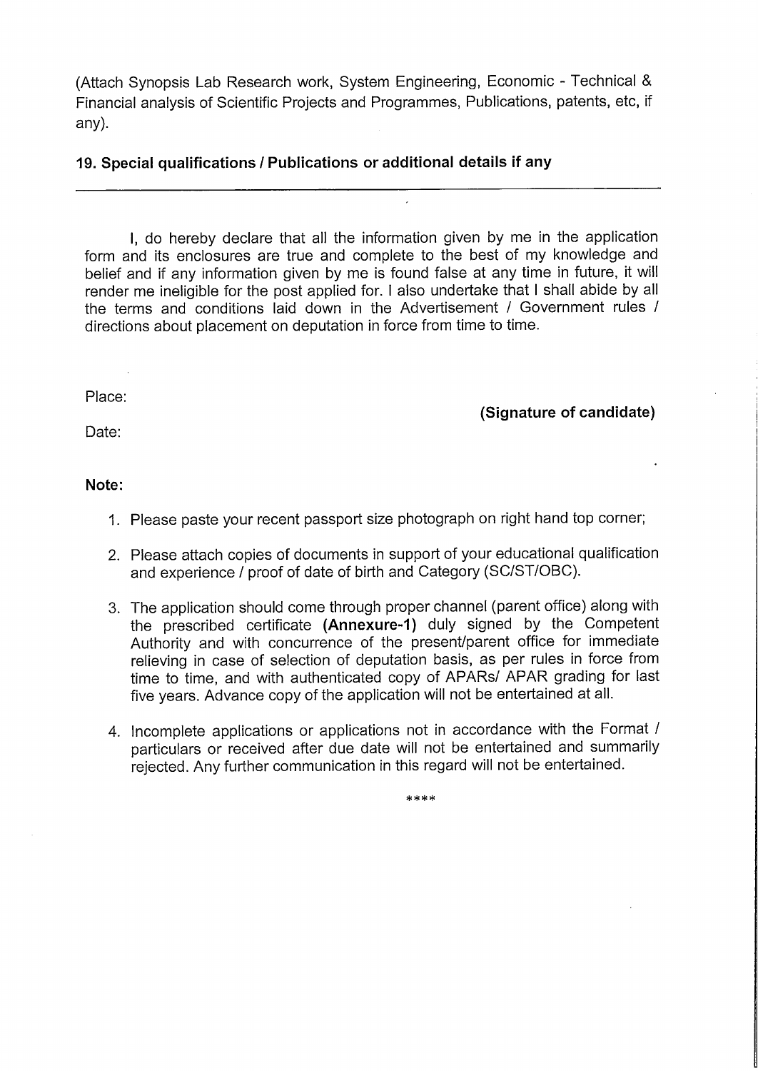(Attach Synopsis Lab Research work, System Engineering, Economic - Technical & Financial analysis of Scientific Projects and Programmes, Publications, patents, etc, if any).

**19. Special qualifications / Publications or additional details if any**

---

I, do hereby declare that all the information given by me in the application form and its enclosures are true and complete to the best of my knowledge and belief and if any information given by me is found false at any time in future, it will render me ineligible for the post applied for. I also undertake that I shall abide by all the terms and conditions laid down in the Advertisement / Government rules / directions about placement on deputation in force from time to time.

Place:

**(Signature of candidate)**

Date:

**Note:**

1. Please paste your recent passport size photograph on right hand top corner;
2. Please attach copies of documents in support of your educational qualification and experience / proof of date of birth and Category (SC/ST/OBC).
3. The application should come through proper channel (parent office) along with the prescribed certificate **(Annexure-1)** duly signed by the Competent Authority and with concurrence of the present/parent office for immediate relieving in case of selection of deputation basis, as per rules in force from time to time, and with authenticated copy of APARs/ APAR grading for last five years. Advance copy of the application will not be entertained at all.
4. Incomplete applications or applications not in accordance with the Format / particulars or received after due date will not be entertained and summarily rejected. Any further communication in this regard will not be entertained.

****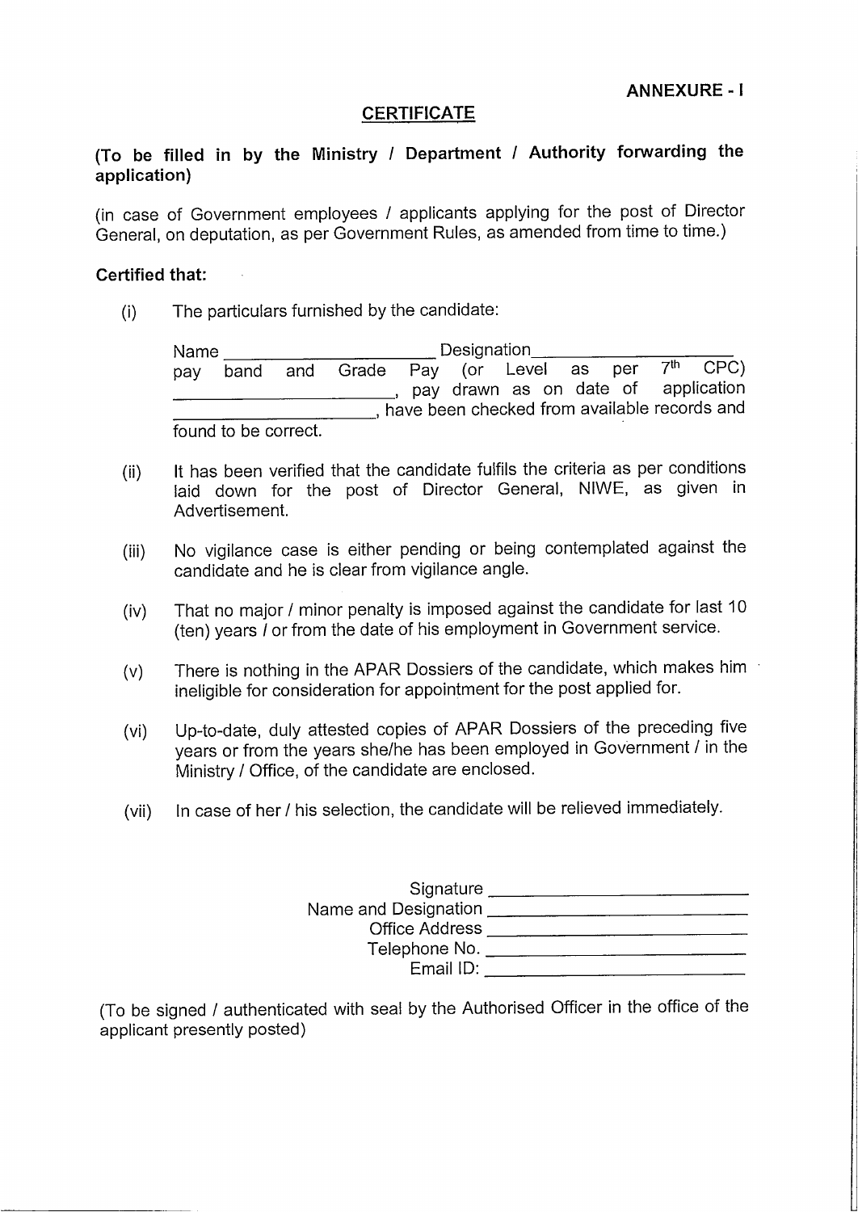**ANNEXURE - I**

## CERTIFICATE

**(To be filled in by the Ministry / Department / Authority forwarding the application)**

(in case of Government employees / applicants applying for the post of Director General, on deputation, as per Government Rules, as amended from time to time.)

**Certified that:**

(i) The particulars furnished by the candidate:

Name ______________________ Designation ______________________ pay band and Grade Pay (or Level as per 7th CPC) ______________________, pay drawn as on date of application ______________________, have been checked from available records and found to be correct.

(ii) It has been verified that the candidate fulfils the criteria as per conditions laid down for the post of Director General, NIWE, as given in Advertisement.

(iii) No vigilance case is either pending or being contemplated against the candidate and he is clear from vigilance angle.

(iv) That no major / minor penalty is imposed against the candidate for last 10 (ten) years / or from the date of his employment in Government service.

(v) There is nothing in the APAR Dossiers of the candidate, which makes him ineligible for consideration for appointment for the post applied for.

(vi) Up-to-date, duly attested copies of APAR Dossiers of the preceding five years or from the years she/he has been employed in Government / in the Ministry / Office, of the candidate are enclosed.

(vii) In case of her / his selection, the candidate will be relieved immediately.

Signature ______________________
Name and Designation ______________________
Office Address ______________________
Telephone No. ______________________
Email ID: ______________________

(To be signed / authenticated with seal by the Authorised Officer in the office of the applicant presently posted)